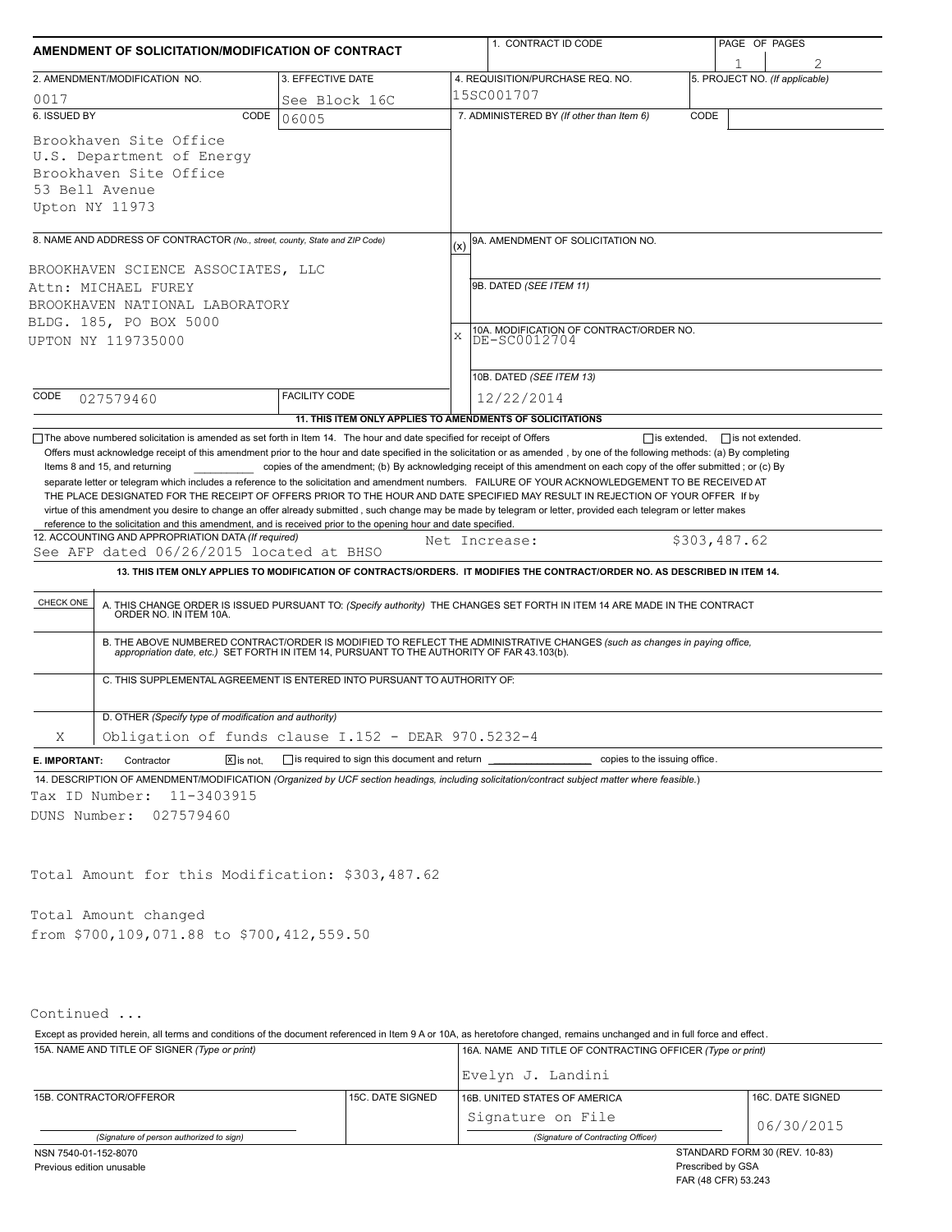# AMENDMENT OF SOLICITATION/MODIFICATION OF CONTRACT

| 1. CONTRACT ID CODE | PAGE OF PAGES |
|---|---|
| | 1 of 2 |

| 2. AMENDMENT/MODIFICATION NO. | 3. EFFECTIVE DATE | 4. REQUISITION/PURCHASE REQ. NO. | 5. PROJECT NO. (If applicable) |
|---|---|---|---|
| 0017 | See Block 16C | 15SC001707 | |

**6. ISSUED BY** CODE 06005

Brookhaven Site Office
U.S. Department of Energy
Brookhaven Site Office
53 Bell Avenue
Upton NY 11973

**7. ADMINISTERED BY** *(If other than Item 6)* CODE

**8. NAME AND ADDRESS OF CONTRACTOR** *(No., street, county, State and ZIP Code)*

BROOKHAVEN SCIENCE ASSOCIATES, LLC
Attn: MICHAEL FUREY
BROOKHAVEN NATIONAL LABORATORY
BLDG. 185, PO BOX 5000
UPTON NY 119735000

CODE 027579460 FACILITY CODE

(x) 9A. AMENDMENT OF SOLICITATION NO.

9B. DATED *(SEE ITEM 11)*

X 10A. MODIFICATION OF CONTRACT/ORDER NO.
DE-SC0012704

10B. DATED *(SEE ITEM 13)*
12/22/2014

**11. THIS ITEM ONLY APPLIES TO AMENDMENTS OF SOLICITATIONS**

☐ The above numbered solicitation is amended as set forth in Item 14. The hour and date specified for receipt of Offers ☐ is extended, ☐ is not extended.

Offers must acknowledge receipt of this amendment prior to the hour and date specified in the solicitation or as amended , by one of the following methods: (a) By completing Items 8 and 15, and returning \_\_\_\_\_\_\_\_\_\_ copies of the amendment; (b) By acknowledging receipt of this amendment on each copy of the offer submitted ; or (c) By separate letter or telegram which includes a reference to the solicitation and amendment numbers. FAILURE OF YOUR ACKNOWLEDGEMENT TO BE RECEIVED AT THE PLACE DESIGNATED FOR THE RECEIPT OF OFFERS PRIOR TO THE HOUR AND DATE SPECIFIED MAY RESULT IN REJECTION OF YOUR OFFER If by virtue of this amendment you desire to change an offer already submitted , such change may be made by telegram or letter, provided each telegram or letter makes reference to the solicitation and this amendment, and is received prior to the opening hour and date specified.

**12. ACCOUNTING AND APPROPRIATION DATA** *(If required)*
See AFP dated 06/26/2015 located at BHSO Net Increase: $303,487.62

**13. THIS ITEM ONLY APPLIES TO MODIFICATION OF CONTRACTS/ORDERS. IT MODIFIES THE CONTRACT/ORDER NO. AS DESCRIBED IN ITEM 14.**

| CHECK ONE | |
|---|---|
| | A. THIS CHANGE ORDER IS ISSUED PURSUANT TO: *(Specify authority)* THE CHANGES SET FORTH IN ITEM 14 ARE MADE IN THE CONTRACT ORDER NO. IN ITEM 10A. |
| | B. THE ABOVE NUMBERED CONTRACT/ORDER IS MODIFIED TO REFLECT THE ADMINISTRATIVE CHANGES *(such as changes in paying office, appropriation date, etc.)* SET FORTH IN ITEM 14, PURSUANT TO THE AUTHORITY OF FAR 43.103(b). |
| | C. THIS SUPPLEMENTAL AGREEMENT IS ENTERED INTO PURSUANT TO AUTHORITY OF: |
| X | D. OTHER *(Specify type of modification and authority)* Obligation of funds clause I.152 - DEAR 970.5232-4 |

**E. IMPORTANT:** Contractor ☒ is not, ☐ is required to sign this document and return \_\_\_\_\_\_\_\_\_\_ copies to the issuing office.

**14. DESCRIPTION OF AMENDMENT/MODIFICATION** *(Organized by UCF section headings, including solicitation/contract subject matter where feasible.)*

Tax ID Number: 11-3403915
DUNS Number: 027579460

Total Amount for this Modification: $303,487.62

Total Amount changed
from $700,109,071.88 to $700,412,559.50

Continued ...

Except as provided herein, all terms and conditions of the document referenced in Item 9 A or 10A, as heretofore changed, remains unchanged and in full force and effect.

| 15A. NAME AND TITLE OF SIGNER *(Type or print)* | | 16A. NAME AND TITLE OF CONTRACTING OFFICER *(Type or print)* | |
|---|---|---|---|
| | | Evelyn J. Landini | |
| **15B. CONTRACTOR/OFFEROR** | **15C. DATE SIGNED** | **16B. UNITED STATES OF AMERICA** | **16C. DATE SIGNED** |
| *(Signature of person authorized to sign)* | | Signature on File *(Signature of Contracting Officer)* | 06/30/2015 |

NSN 7540-01-152-8070
Previous edition unusable

STANDARD FORM 30 (REV. 10-83)
Prescribed by GSA
FAR (48 CFR) 53.243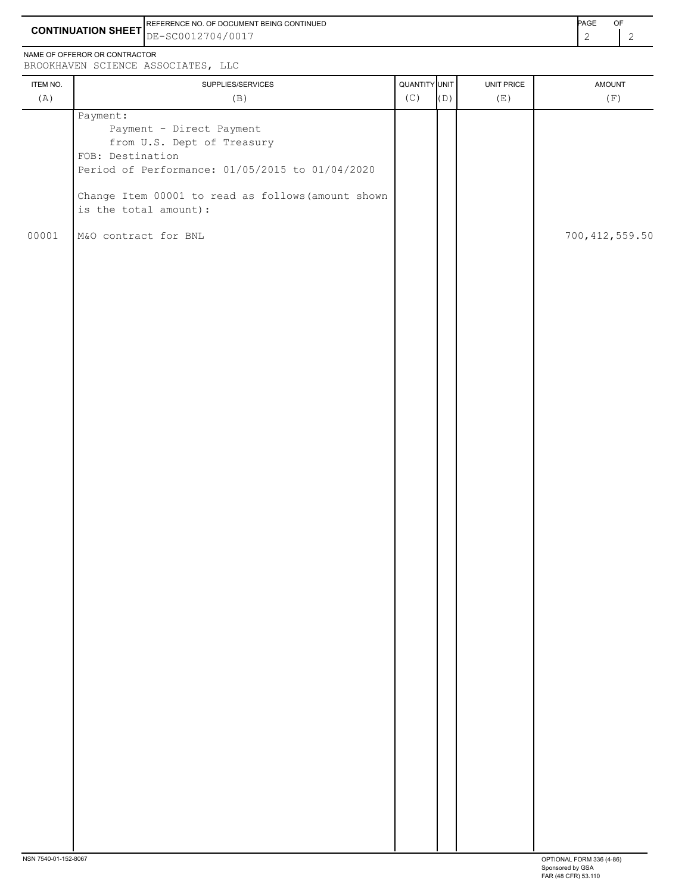**CONTINUATION SHEET**

REFERENCE NO. OF DOCUMENT BEING CONTINUED
DE-SC0012704/0017

NAME OF OFFEROR OR CONTRACTOR
BROOKHAVEN SCIENCE ASSOCIATES, LLC

| ITEM NO. (A) | SUPPLIES/SERVICES (B) | QUANTITY (C) | UNIT (D) | UNIT PRICE (E) | AMOUNT (F) |
|---|---|---|---|---|---|
| | Payment:<br>Payment - Direct Payment<br>from U.S. Dept of Treasury<br>FOB: Destination<br>Period of Performance: 01/05/2015 to 01/04/2020<br><br>Change Item 00001 to read as follows(amount shown is the total amount): | | | | |
| 00001 | M&O contract for BNL | | | | 700,412,559.50 |

NSN 7540-01-152-8067

OPTIONAL FORM 336 (4-86)
Sponsored by GSA
FAR (48 CFR) 53.110